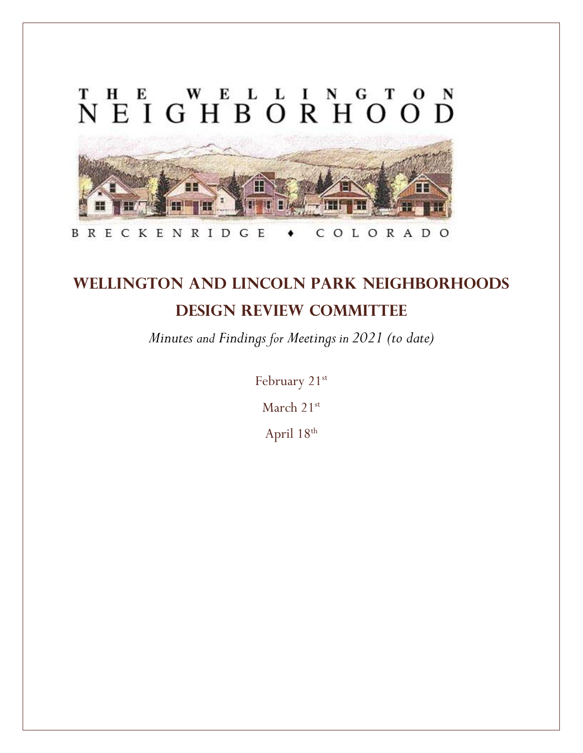THE WELLINGTON NEIGHBORHOOD

BRECKENRIDGE ♦ COLORADO

# WELLINGTON AND LINCOLN PARK NEIGHBORHOODS DESIGN REVIEW COMMITTEE

*Minutes and Findings for Meetings in 2021 (to date)*

February 21st

March 21st

April 18th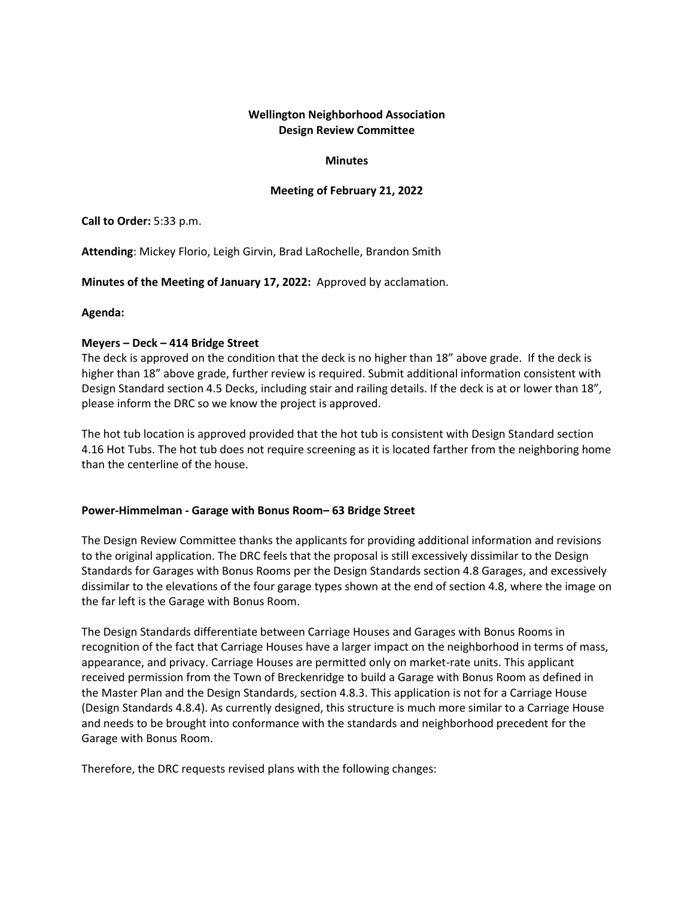**Wellington Neighborhood Association**
**Design Review Committee**

**Minutes**

**Meeting of February 21, 2022**

**Call to Order:** 5:33 p.m.

**Attending**: Mickey Florio, Leigh Girvin, Brad LaRochelle, Brandon Smith

**Minutes of the Meeting of January 17, 2022:** Approved by acclamation.

**Agenda:**

**Meyers – Deck – 414 Bridge Street**

The deck is approved on the condition that the deck is no higher than 18" above grade. If the deck is higher than 18" above grade, further review is required. Submit additional information consistent with Design Standard section 4.5 Decks, including stair and railing details. If the deck is at or lower than 18", please inform the DRC so we know the project is approved.

The hot tub location is approved provided that the hot tub is consistent with Design Standard section 4.16 Hot Tubs. The hot tub does not require screening as it is located farther from the neighboring home than the centerline of the house.

**Power-Himmelman - Garage with Bonus Room– 63 Bridge Street**

The Design Review Committee thanks the applicants for providing additional information and revisions to the original application. The DRC feels that the proposal is still excessively dissimilar to the Design Standards for Garages with Bonus Rooms per the Design Standards section 4.8 Garages, and excessively dissimilar to the elevations of the four garage types shown at the end of section 4.8, where the image on the far left is the Garage with Bonus Room.

The Design Standards differentiate between Carriage Houses and Garages with Bonus Rooms in recognition of the fact that Carriage Houses have a larger impact on the neighborhood in terms of mass, appearance, and privacy. Carriage Houses are permitted only on market-rate units. This applicant received permission from the Town of Breckenridge to build a Garage with Bonus Room as defined in the Master Plan and the Design Standards, section 4.8.3. This application is not for a Carriage House (Design Standards 4.8.4). As currently designed, this structure is much more similar to a Carriage House and needs to be brought into conformance with the standards and neighborhood precedent for the Garage with Bonus Room.

Therefore, the DRC requests revised plans with the following changes: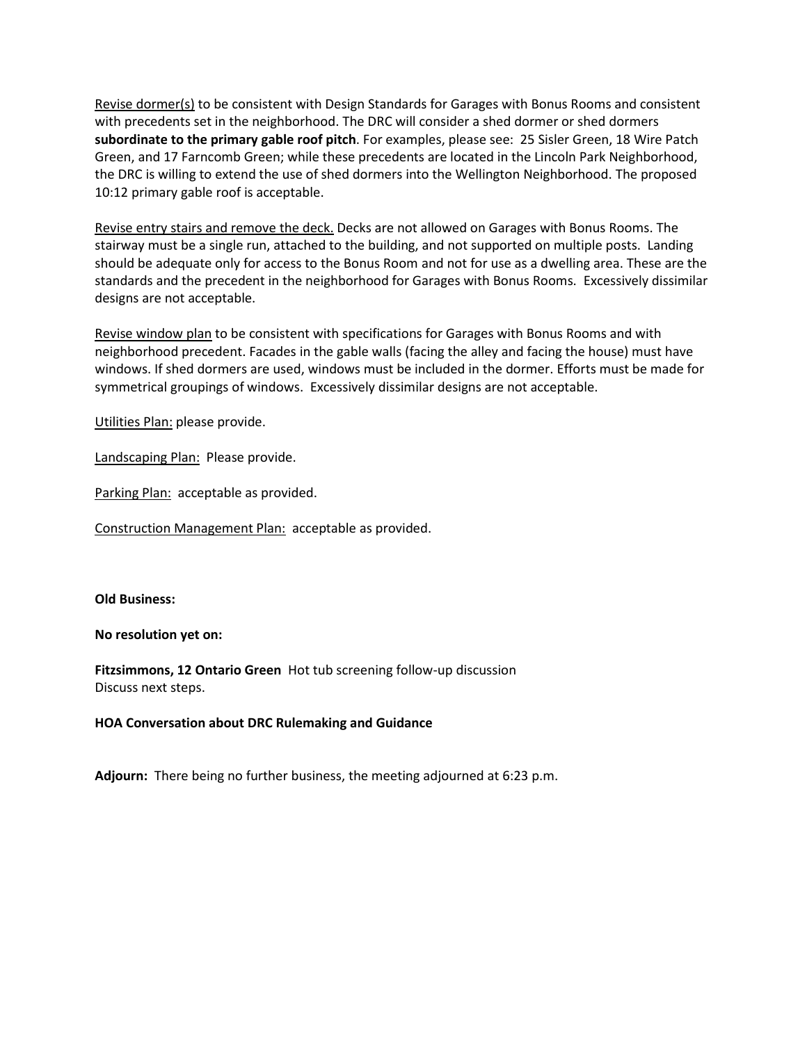<u>Revise dormer(s)</u> to be consistent with Design Standards for Garages with Bonus Rooms and consistent with precedents set in the neighborhood. The DRC will consider a shed dormer or shed dormers **subordinate to the primary gable roof pitch**. For examples, please see: 25 Sisler Green, 18 Wire Patch Green, and 17 Farncomb Green; while these precedents are located in the Lincoln Park Neighborhood, the DRC is willing to extend the use of shed dormers into the Wellington Neighborhood. The proposed 10:12 primary gable roof is acceptable.

<u>Revise entry stairs and remove the deck.</u> Decks are not allowed on Garages with Bonus Rooms. The stairway must be a single run, attached to the building, and not supported on multiple posts. Landing should be adequate only for access to the Bonus Room and not for use as a dwelling area. These are the standards and the precedent in the neighborhood for Garages with Bonus Rooms. Excessively dissimilar designs are not acceptable.

<u>Revise window plan</u> to be consistent with specifications for Garages with Bonus Rooms and with neighborhood precedent. Facades in the gable walls (facing the alley and facing the house) must have windows. If shed dormers are used, windows must be included in the dormer. Efforts must be made for symmetrical groupings of windows. Excessively dissimilar designs are not acceptable.

<u>Utilities Plan:</u> please provide.

<u>Landscaping Plan:</u> Please provide.

<u>Parking Plan:</u> acceptable as provided.

<u>Construction Management Plan:</u> acceptable as provided.

**Old Business:**

**No resolution yet on:**

**Fitzsimmons, 12 Ontario Green** Hot tub screening follow-up discussion
Discuss next steps.

**HOA Conversation about DRC Rulemaking and Guidance**

**Adjourn:** There being no further business, the meeting adjourned at 6:23 p.m.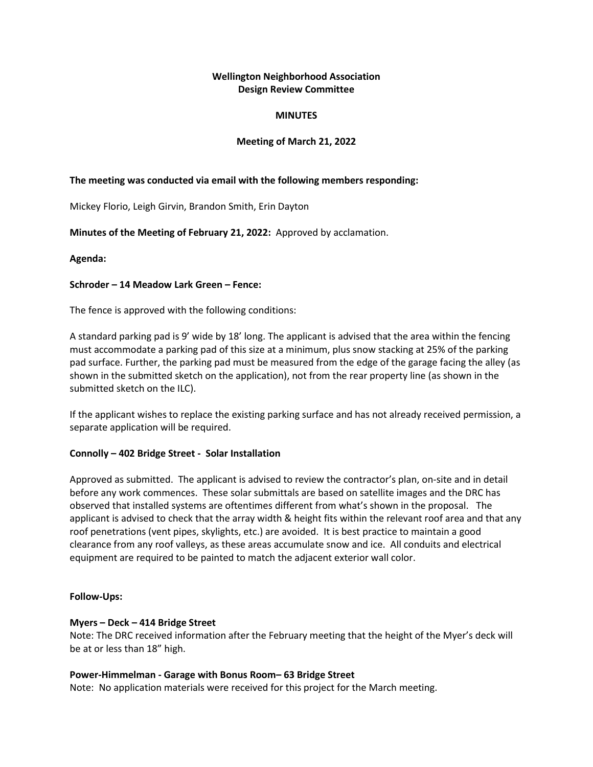**Wellington Neighborhood Association**
**Design Review Committee**

**MINUTES**

**Meeting of March 21, 2022**

**The meeting was conducted via email with the following members responding:**

Mickey Florio, Leigh Girvin, Brandon Smith, Erin Dayton

**Minutes of the Meeting of February 21, 2022:** Approved by acclamation.

**Agenda:**

**Schroder – 14 Meadow Lark Green – Fence:**

The fence is approved with the following conditions:

A standard parking pad is 9' wide by 18' long. The applicant is advised that the area within the fencing must accommodate a parking pad of this size at a minimum, plus snow stacking at 25% of the parking pad surface. Further, the parking pad must be measured from the edge of the garage facing the alley (as shown in the submitted sketch on the application), not from the rear property line (as shown in the submitted sketch on the ILC).

If the applicant wishes to replace the existing parking surface and has not already received permission, a separate application will be required.

**Connolly – 402 Bridge Street - Solar Installation**

Approved as submitted. The applicant is advised to review the contractor's plan, on-site and in detail before any work commences. These solar submittals are based on satellite images and the DRC has observed that installed systems are oftentimes different from what's shown in the proposal. The applicant is advised to check that the array width & height fits within the relevant roof area and that any roof penetrations (vent pipes, skylights, etc.) are avoided. It is best practice to maintain a good clearance from any roof valleys, as these areas accumulate snow and ice. All conduits and electrical equipment are required to be painted to match the adjacent exterior wall color.

**Follow-Ups:**

**Myers – Deck – 414 Bridge Street**
Note: The DRC received information after the February meeting that the height of the Myer's deck will be at or less than 18" high.

**Power-Himmelman - Garage with Bonus Room– 63 Bridge Street**
Note: No application materials were received for this project for the March meeting.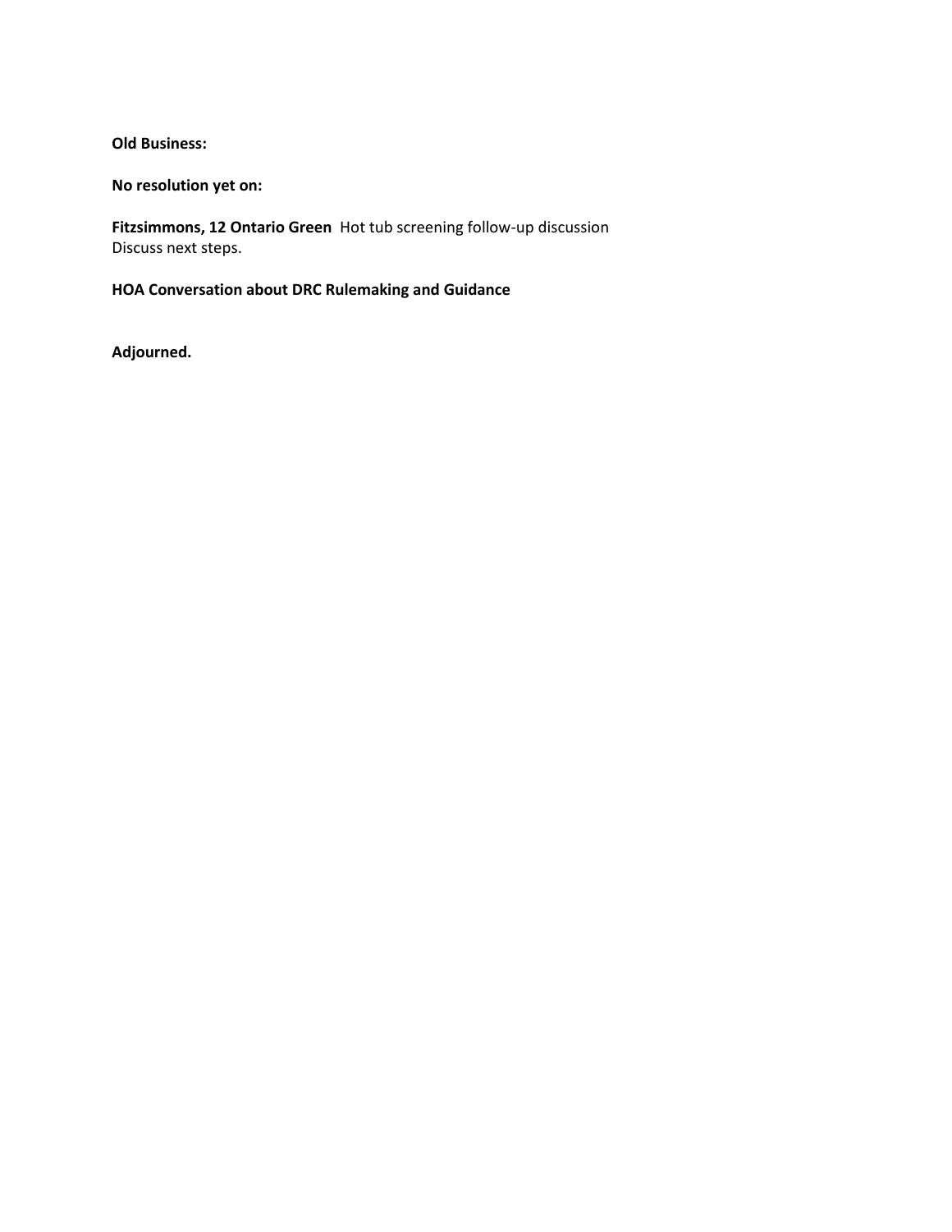**Old Business:**

**No resolution yet on:**

**Fitzsimmons, 12 Ontario Green** Hot tub screening follow-up discussion
Discuss next steps.

**HOA Conversation about DRC Rulemaking and Guidance**

**Adjourned.**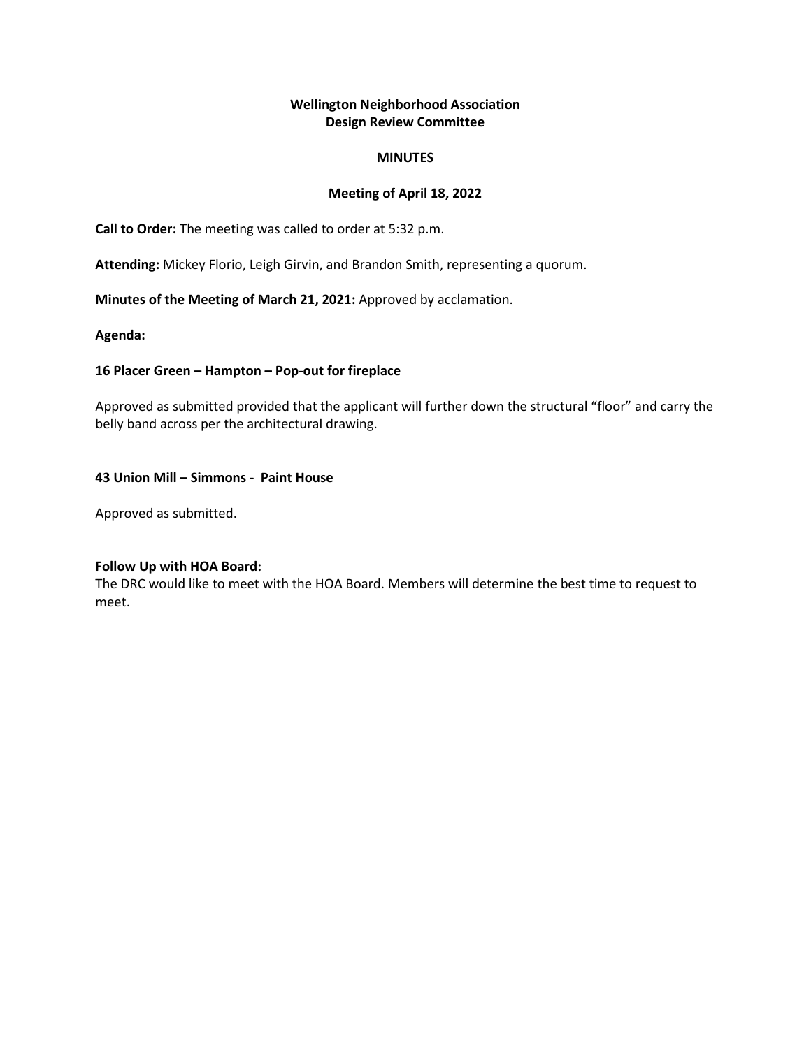**Wellington Neighborhood Association**
**Design Review Committee**

**MINUTES**

**Meeting of April 18, 2022**

**Call to Order:** The meeting was called to order at 5:32 p.m.

**Attending:** Mickey Florio, Leigh Girvin, and Brandon Smith, representing a quorum.

**Minutes of the Meeting of March 21, 2021:** Approved by acclamation.

**Agenda:**

**16 Placer Green – Hampton – Pop-out for fireplace**

Approved as submitted provided that the applicant will further down the structural "floor" and carry the belly band across per the architectural drawing.

**43 Union Mill – Simmons - Paint House**

Approved as submitted.

**Follow Up with HOA Board:**
The DRC would like to meet with the HOA Board. Members will determine the best time to request to meet.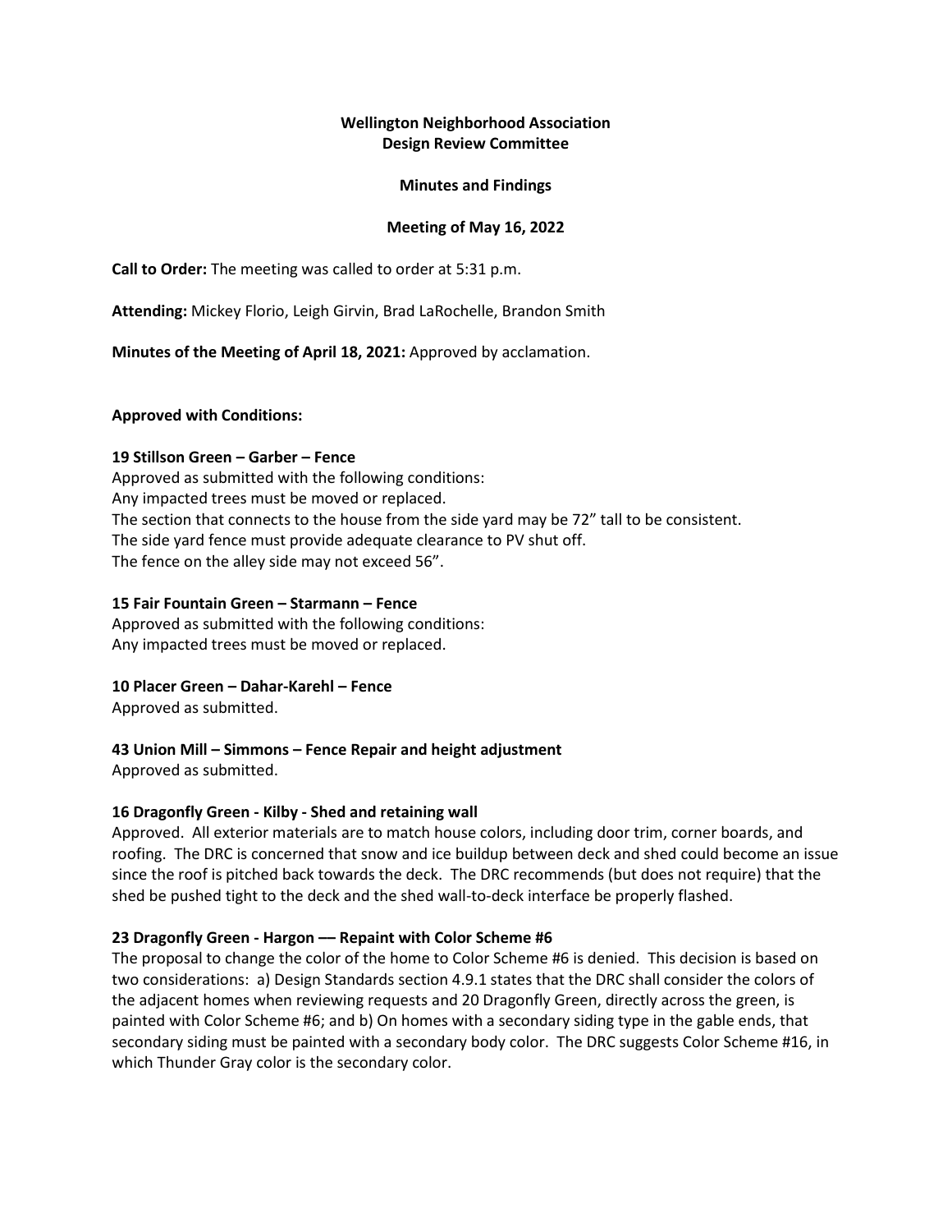**Wellington Neighborhood Association**
**Design Review Committee**

**Minutes and Findings**

**Meeting of May 16, 2022**

**Call to Order:** The meeting was called to order at 5:31 p.m.

**Attending:** Mickey Florio, Leigh Girvin, Brad LaRochelle, Brandon Smith

**Minutes of the Meeting of April 18, 2021:** Approved by acclamation.

**Approved with Conditions:**

**19 Stillson Green – Garber – Fence**
Approved as submitted with the following conditions:
Any impacted trees must be moved or replaced.
The section that connects to the house from the side yard may be 72" tall to be consistent.
The side yard fence must provide adequate clearance to PV shut off.
The fence on the alley side may not exceed 56".

**15 Fair Fountain Green – Starmann – Fence**
Approved as submitted with the following conditions:
Any impacted trees must be moved or replaced.

**10 Placer Green – Dahar-Karehl – Fence**
Approved as submitted.

**43 Union Mill – Simmons – Fence Repair and height adjustment**
Approved as submitted.

**16 Dragonfly Green - Kilby - Shed and retaining wall**
Approved. All exterior materials are to match house colors, including door trim, corner boards, and roofing. The DRC is concerned that snow and ice buildup between deck and shed could become an issue since the roof is pitched back towards the deck. The DRC recommends (but does not require) that the shed be pushed tight to the deck and the shed wall-to-deck interface be properly flashed.

**23 Dragonfly Green - Hargon –– Repaint with Color Scheme #6**
The proposal to change the color of the home to Color Scheme #6 is denied. This decision is based on two considerations: a) Design Standards section 4.9.1 states that the DRC shall consider the colors of the adjacent homes when reviewing requests and 20 Dragonfly Green, directly across the green, is painted with Color Scheme #6; and b) On homes with a secondary siding type in the gable ends, that secondary siding must be painted with a secondary body color. The DRC suggests Color Scheme #16, in which Thunder Gray color is the secondary color.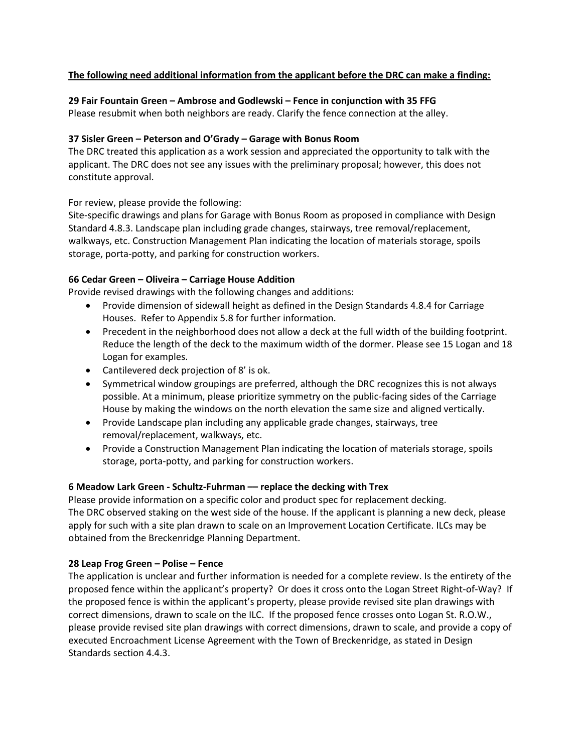**<u>The following need additional information from the applicant before the DRC can make a finding:</u>**

**29 Fair Fountain Green – Ambrose and Godlewski – Fence in conjunction with 35 FFG**

Please resubmit when both neighbors are ready. Clarify the fence connection at the alley.

**37 Sisler Green – Peterson and O'Grady – Garage with Bonus Room**

The DRC treated this application as a work session and appreciated the opportunity to talk with the applicant. The DRC does not see any issues with the preliminary proposal; however, this does not constitute approval.

For review, please provide the following:
Site-specific drawings and plans for Garage with Bonus Room as proposed in compliance with Design Standard 4.8.3. Landscape plan including grade changes, stairways, tree removal/replacement, walkways, etc. Construction Management Plan indicating the location of materials storage, spoils storage, porta-potty, and parking for construction workers.

**66 Cedar Green – Oliveira – Carriage House Addition**

Provide revised drawings with the following changes and additions:

- Provide dimension of sidewall height as defined in the Design Standards 4.8.4 for Carriage Houses. Refer to Appendix 5.8 for further information.
- Precedent in the neighborhood does not allow a deck at the full width of the building footprint. Reduce the length of the deck to the maximum width of the dormer. Please see 15 Logan and 18 Logan for examples.
- Cantilevered deck projection of 8' is ok.
- Symmetrical window groupings are preferred, although the DRC recognizes this is not always possible. At a minimum, please prioritize symmetry on the public-facing sides of the Carriage House by making the windows on the north elevation the same size and aligned vertically.
- Provide Landscape plan including any applicable grade changes, stairways, tree removal/replacement, walkways, etc.
- Provide a Construction Management Plan indicating the location of materials storage, spoils storage, porta-potty, and parking for construction workers.

**6 Meadow Lark Green - Schultz-Fuhrman –– replace the decking with Trex**

Please provide information on a specific color and product spec for replacement decking.
The DRC observed staking on the west side of the house. If the applicant is planning a new deck, please apply for such with a site plan drawn to scale on an Improvement Location Certificate. ILCs may be obtained from the Breckenridge Planning Department.

**28 Leap Frog Green – Polise – Fence**

The application is unclear and further information is needed for a complete review. Is the entirety of the proposed fence within the applicant's property? Or does it cross onto the Logan Street Right-of-Way? If the proposed fence is within the applicant's property, please provide revised site plan drawings with correct dimensions, drawn to scale on the ILC. If the proposed fence crosses onto Logan St. R.O.W., please provide revised site plan drawings with correct dimensions, drawn to scale, and provide a copy of executed Encroachment License Agreement with the Town of Breckenridge, as stated in Design Standards section 4.4.3.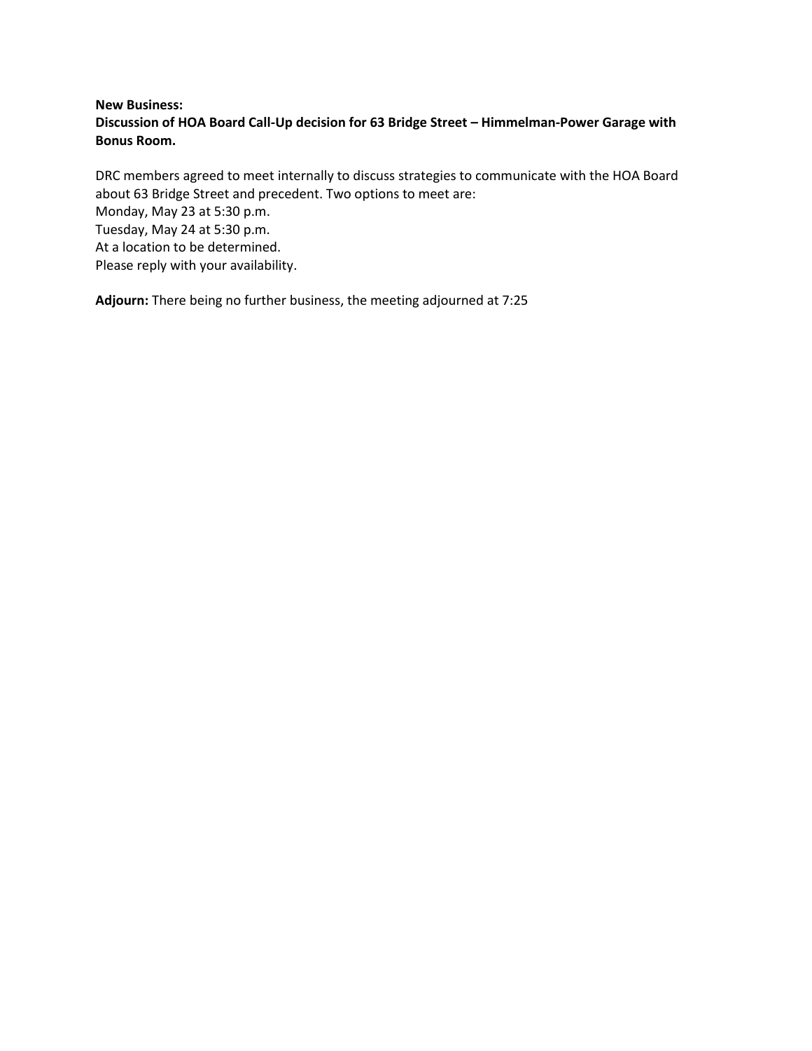**New Business:**
**Discussion of HOA Board Call-Up decision for 63 Bridge Street – Himmelman-Power Garage with Bonus Room.**

DRC members agreed to meet internally to discuss strategies to communicate with the HOA Board about 63 Bridge Street and precedent. Two options to meet are:
Monday, May 23 at 5:30 p.m.
Tuesday, May 24 at 5:30 p.m.
At a location to be determined.
Please reply with your availability.

**Adjourn:** There being no further business, the meeting adjourned at 7:25